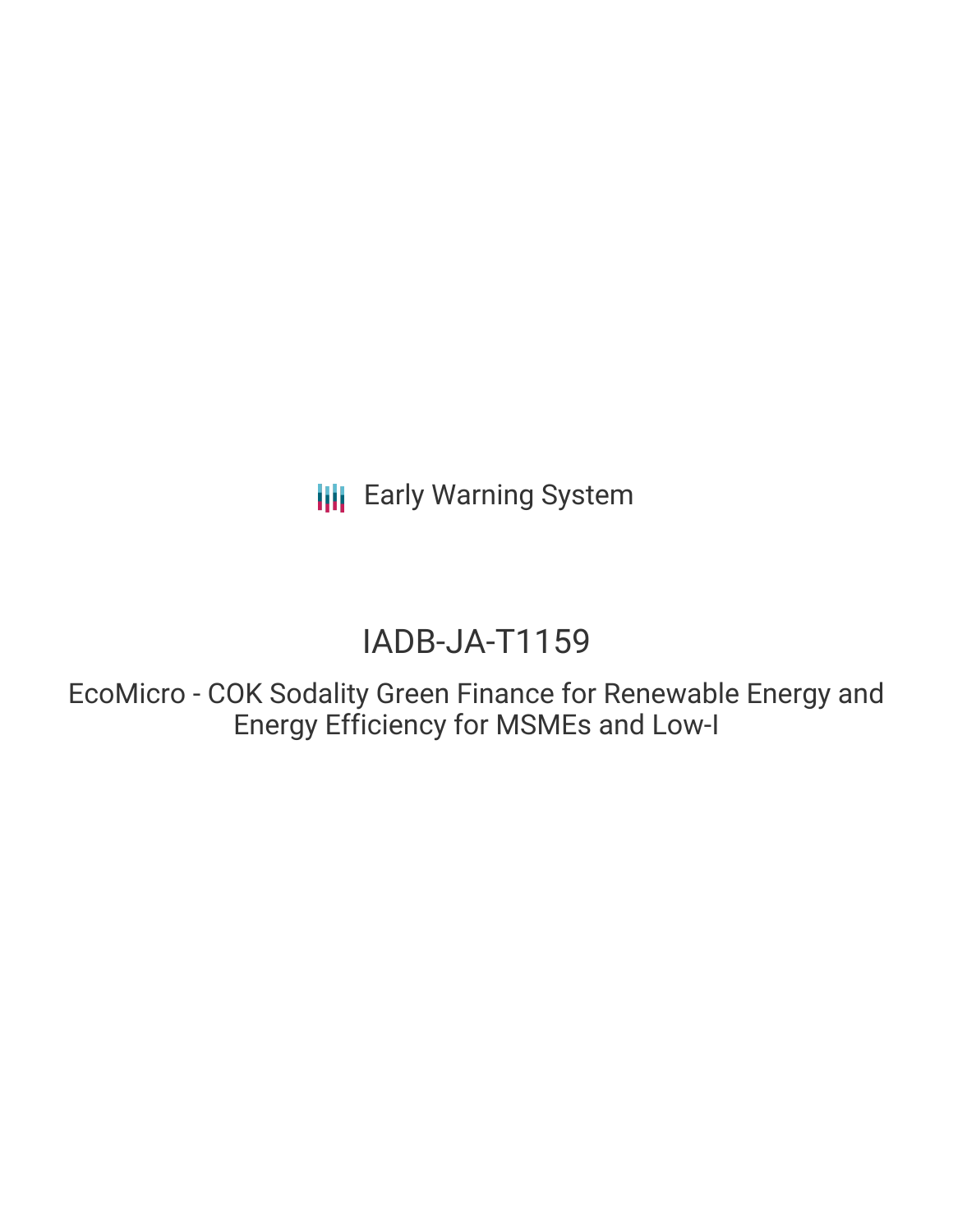Early Warning System

# IADB-JA-T1159

## EcoMicro - COK Sodality Green Finance for Renewable Energy and Energy Efficiency for MSMEs and Low-I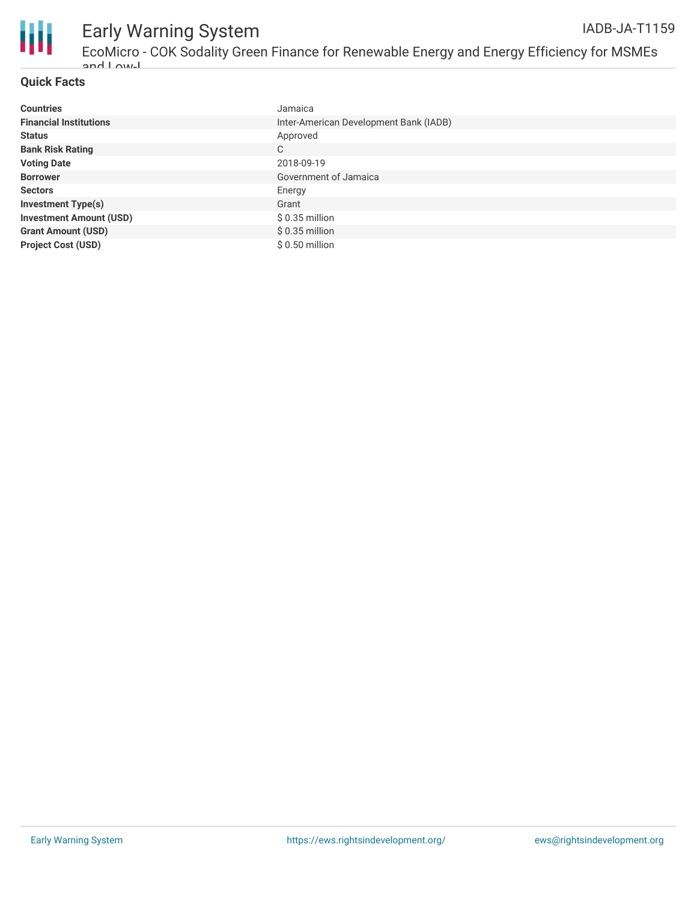## Quick Facts

| | |
|---|---|
| **Countries** | Jamaica |
| **Financial Institutions** | Inter-American Development Bank (IADB) |
| **Status** | Approved |
| **Bank Risk Rating** | C |
| **Voting Date** | 2018-09-19 |
| **Borrower** | Government of Jamaica |
| **Sectors** | Energy |
| **Investment Type(s)** | Grant |
| **Investment Amount (USD)** | $ 0.35 million |
| **Grant Amount (USD)** | $ 0.35 million |
| **Project Cost (USD)** | $ 0.50 million |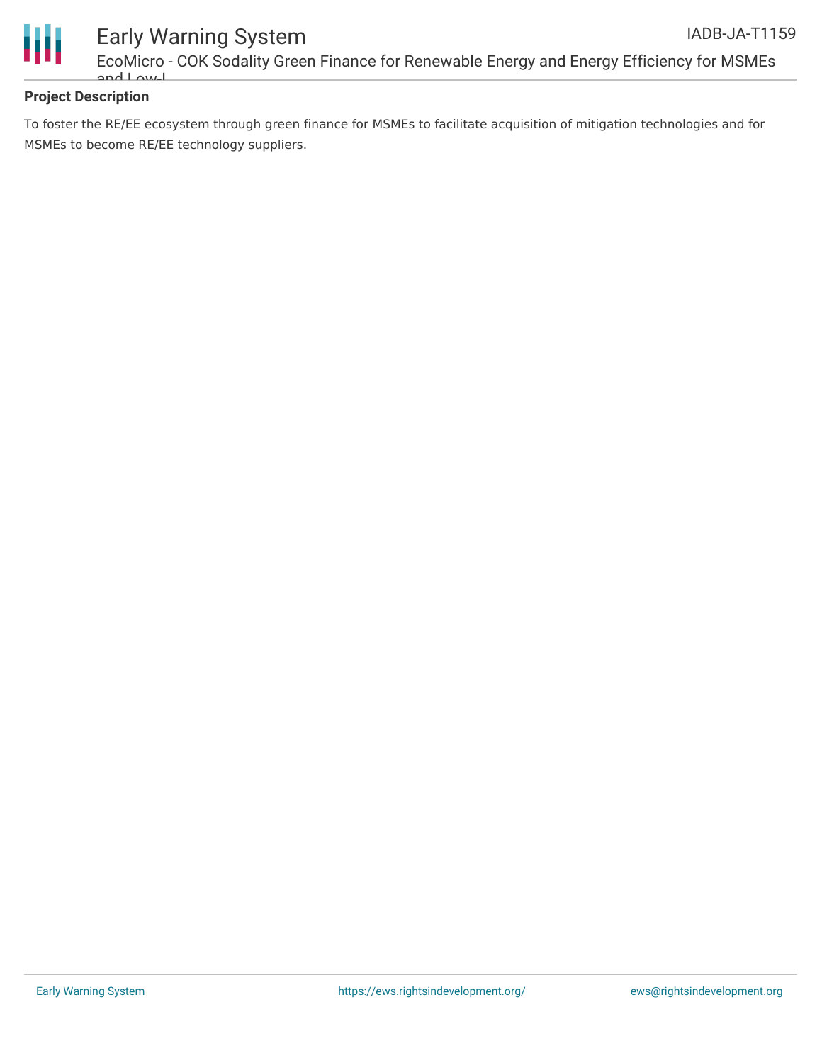**Project Description**

To foster the RE/EE ecosystem through green finance for MSMEs to facilitate acquisition of mitigation technologies and for MSMEs to become RE/EE technology suppliers.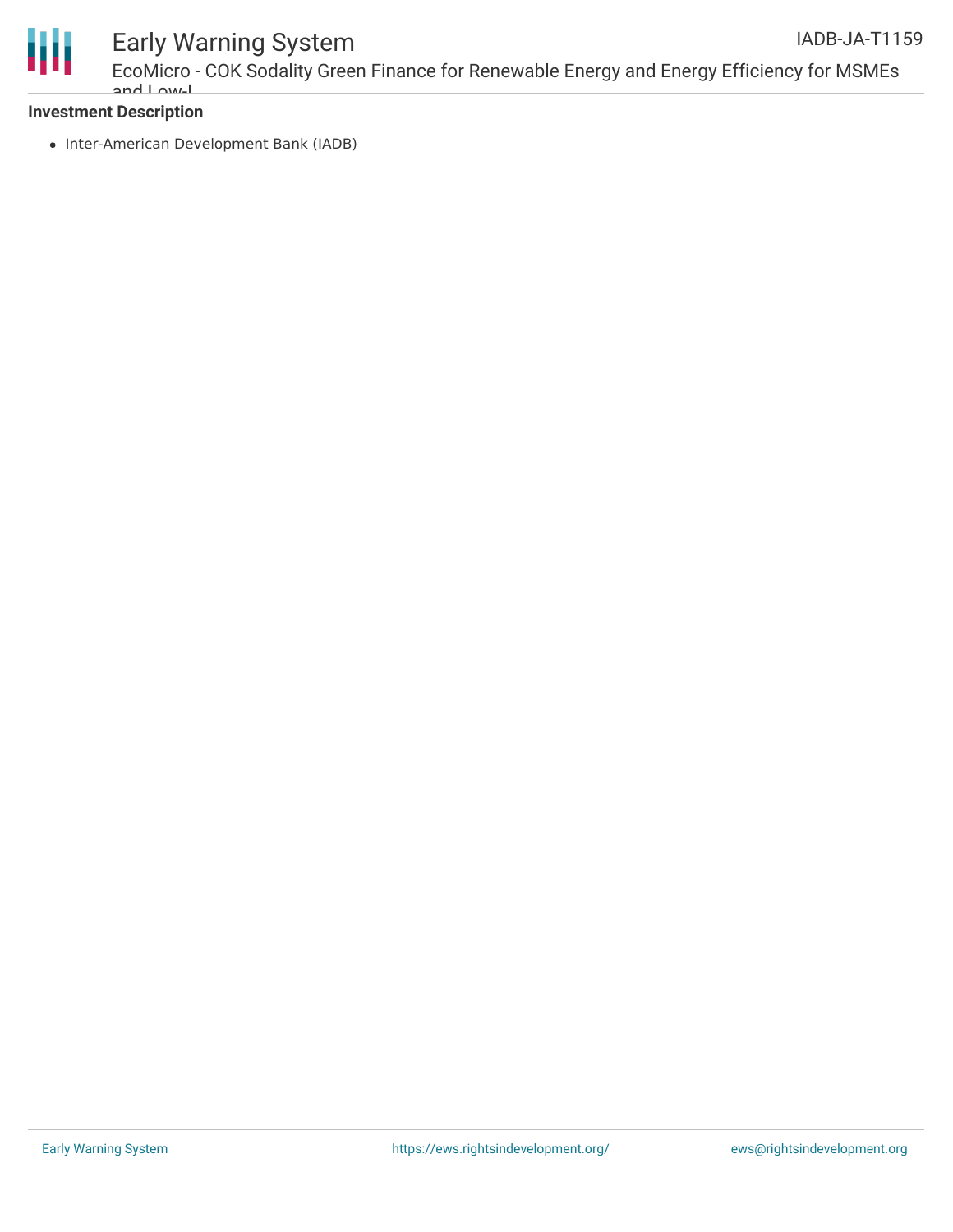**Investment Description**

- Inter-American Development Bank (IADB)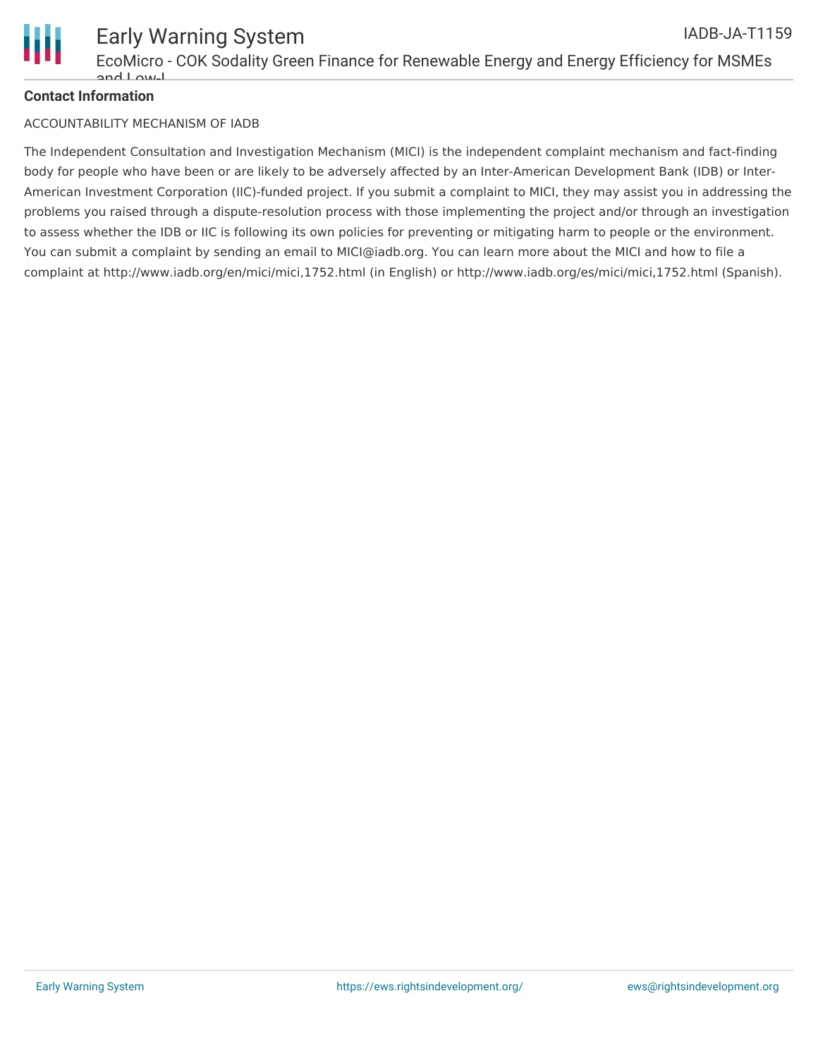**Contact Information**

ACCOUNTABILITY MECHANISM OF IADB

The Independent Consultation and Investigation Mechanism (MICI) is the independent complaint mechanism and fact-finding body for people who have been or are likely to be adversely affected by an Inter-American Development Bank (IDB) or Inter-American Investment Corporation (IIC)-funded project. If you submit a complaint to MICI, they may assist you in addressing the problems you raised through a dispute-resolution process with those implementing the project and/or through an investigation to assess whether the IDB or IIC is following its own policies for preventing or mitigating harm to people or the environment. You can submit a complaint by sending an email to MICI@iadb.org. You can learn more about the MICI and how to file a complaint at http://www.iadb.org/en/mici/mici,1752.html (in English) or http://www.iadb.org/es/mici/mici,1752.html (Spanish).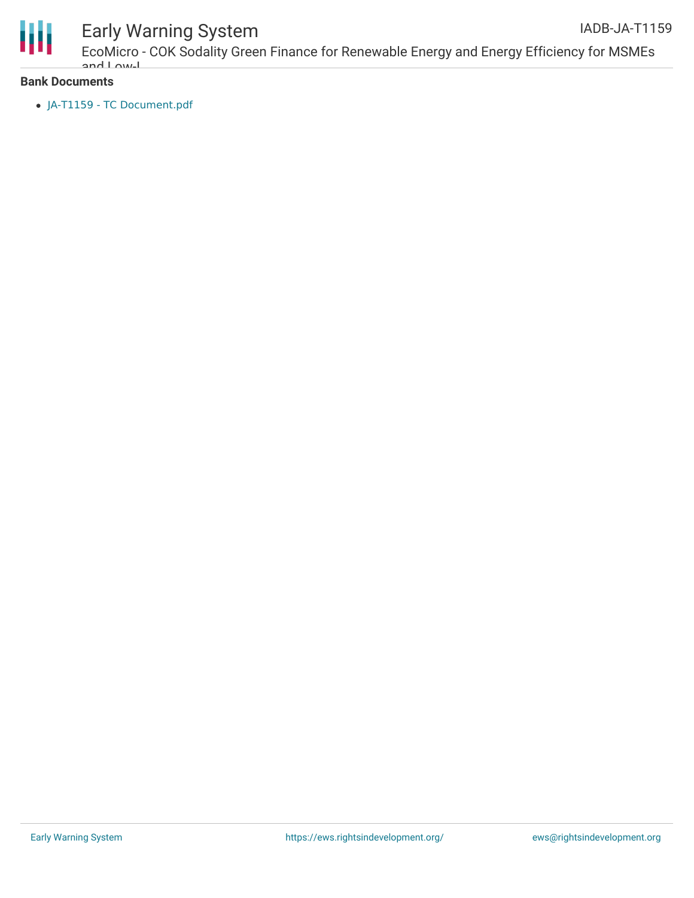**Bank Documents**

- JA-T1159 - TC Document.pdf